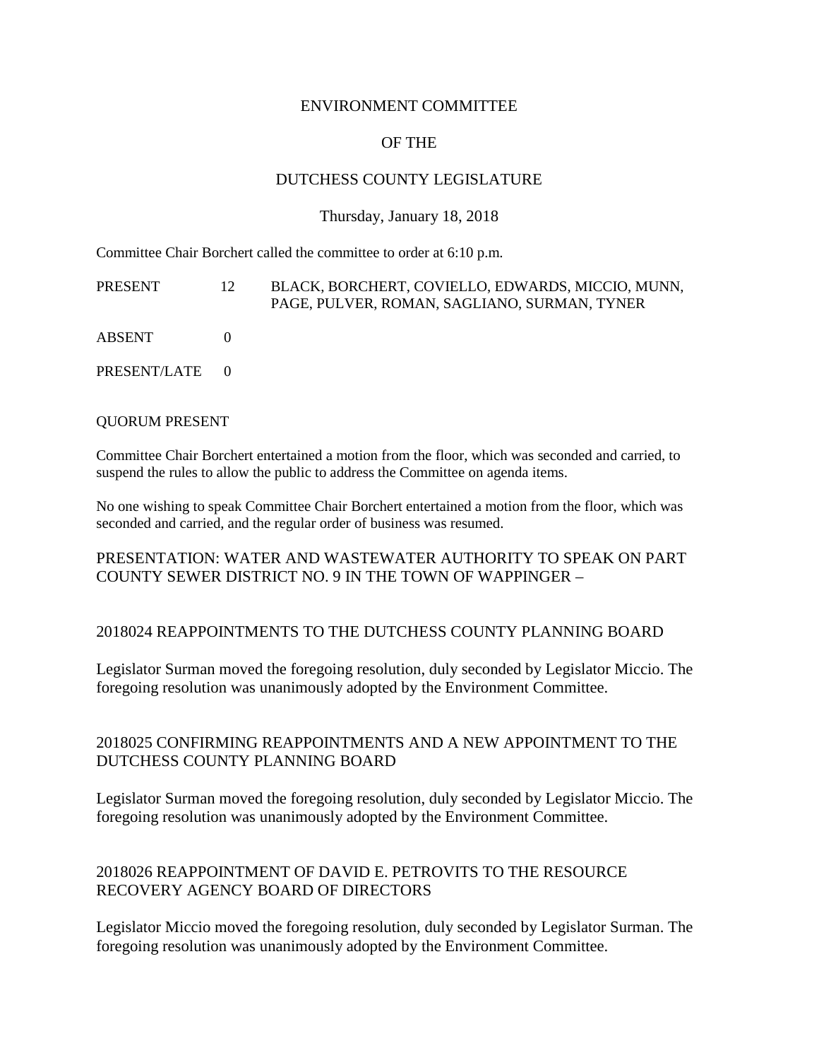# ENVIRONMENT COMMITTEE

# OF THE

# DUTCHESS COUNTY LEGISLATURE

Thursday, January 18, 2018

Committee Chair Borchert called the committee to order at 6:10 p.m.

| | | |
|---|---|---|
| PRESENT | 12 | BLACK, BORCHERT, COVIELLO, EDWARDS, MICCIO, MUNN, PAGE, PULVER, ROMAN, SAGLIANO, SURMAN, TYNER |
| ABSENT | 0 | |
| PRESENT/LATE | 0 | |

QUORUM PRESENT

Committee Chair Borchert entertained a motion from the floor, which was seconded and carried, to suspend the rules to allow the public to address the Committee on agenda items.

No one wishing to speak Committee Chair Borchert entertained a motion from the floor, which was seconded and carried, and the regular order of business was resumed.

## PRESENTATION: WATER AND WASTEWATER AUTHORITY TO SPEAK ON PART COUNTY SEWER DISTRICT NO. 9 IN THE TOWN OF WAPPINGER –

## 2018024 REAPPOINTMENTS TO THE DUTCHESS COUNTY PLANNING BOARD

Legislator Surman moved the foregoing resolution, duly seconded by Legislator Miccio. The foregoing resolution was unanimously adopted by the Environment Committee.

## 2018025 CONFIRMING REAPPOINTMENTS AND A NEW APPOINTMENT TO THE DUTCHESS COUNTY PLANNING BOARD

Legislator Surman moved the foregoing resolution, duly seconded by Legislator Miccio. The foregoing resolution was unanimously adopted by the Environment Committee.

## 2018026 REAPPOINTMENT OF DAVID E. PETROVITS TO THE RESOURCE RECOVERY AGENCY BOARD OF DIRECTORS

Legislator Miccio moved the foregoing resolution, duly seconded by Legislator Surman. The foregoing resolution was unanimously adopted by the Environment Committee.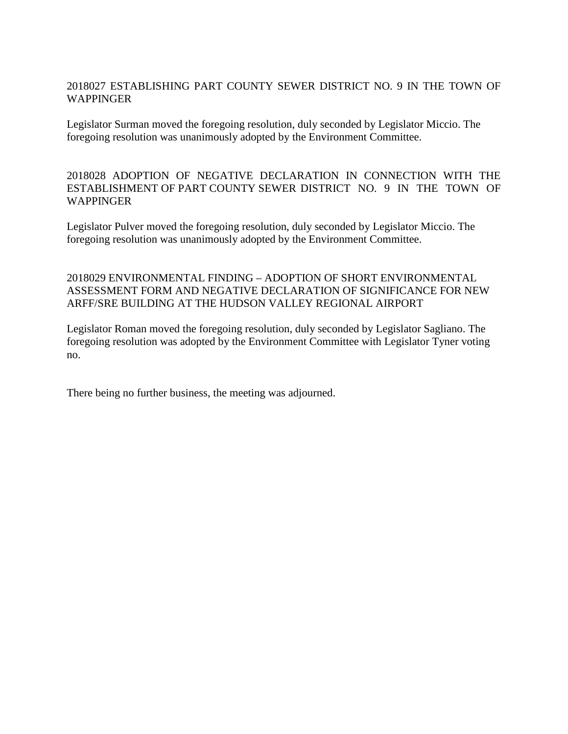2018027 ESTABLISHING PART COUNTY SEWER DISTRICT NO. 9 IN THE TOWN OF WAPPINGER

Legislator Surman moved the foregoing resolution, duly seconded by Legislator Miccio. The foregoing resolution was unanimously adopted by the Environment Committee.

2018028 ADOPTION OF NEGATIVE DECLARATION IN CONNECTION WITH THE ESTABLISHMENT OF PART COUNTY SEWER DISTRICT NO. 9 IN THE TOWN OF WAPPINGER

Legislator Pulver moved the foregoing resolution, duly seconded by Legislator Miccio. The foregoing resolution was unanimously adopted by the Environment Committee.

2018029 ENVIRONMENTAL FINDING – ADOPTION OF SHORT ENVIRONMENTAL ASSESSMENT FORM AND NEGATIVE DECLARATION OF SIGNIFICANCE FOR NEW ARFF/SRE BUILDING AT THE HUDSON VALLEY REGIONAL AIRPORT

Legislator Roman moved the foregoing resolution, duly seconded by Legislator Sagliano. The foregoing resolution was adopted by the Environment Committee with Legislator Tyner voting no.

There being no further business, the meeting was adjourned.